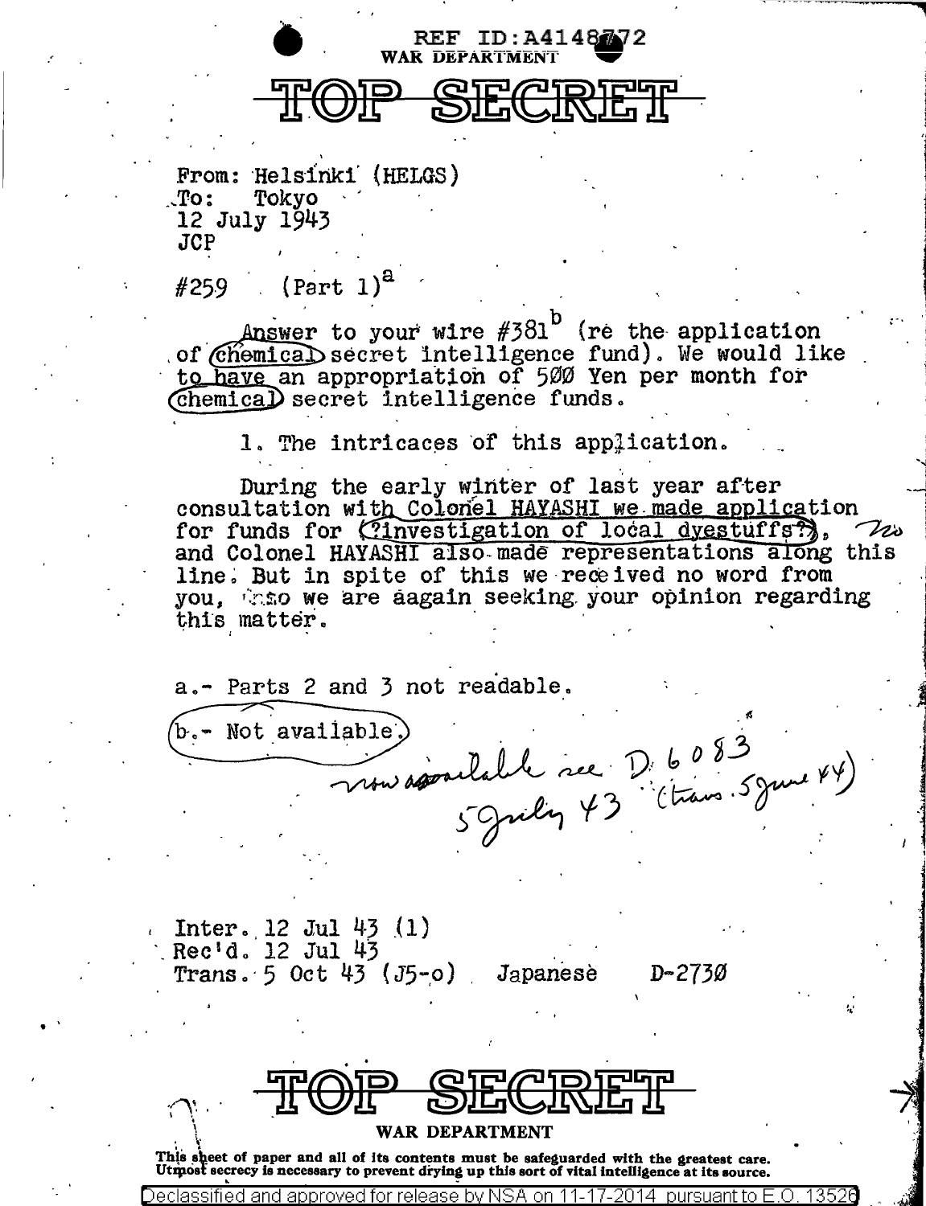REF ID:A4148772
WAR DEPARTMENT

# TOP SECRET

From: Helsinki (HELGS)
To: Tokyo
12 July 1943
JCP

#259 (Part 1)[a]

Answer to your wire #381[b] (re the application of chemical secret intelligence fund). We would like to have an appropriation of 500 Yen per month for chemical secret intelligence funds.

1. The intricacies of this application.

During the early winter of last year after consultation with Colonel HAYASHI we made application for funds for (?investigation of local dyestuffs?), and Colonel HAYASHI also made representations along this line. But in spite of this we received no word from you, so we are aagain seeking your opinion regarding this matter.

a.- Parts 2 and 3 not readable.

b.- Not available.

now available see D 6083 5 July 43 (trans. 5 June 44)

Inter. 12 Jul 43 (1)
Rec'd. 12 Jul 43
Trans. 5 Oct 43 (J5-o) Japanese D-2730

# TOP SECRET

WAR DEPARTMENT

This sheet of paper and all of its contents must be safeguarded with the greatest care. Utmost secrecy is necessary to prevent drying up this sort of vital intelligence at its source.

Declassified and approved for release by NSA on 11-17-2014 pursuant to E.O. 13526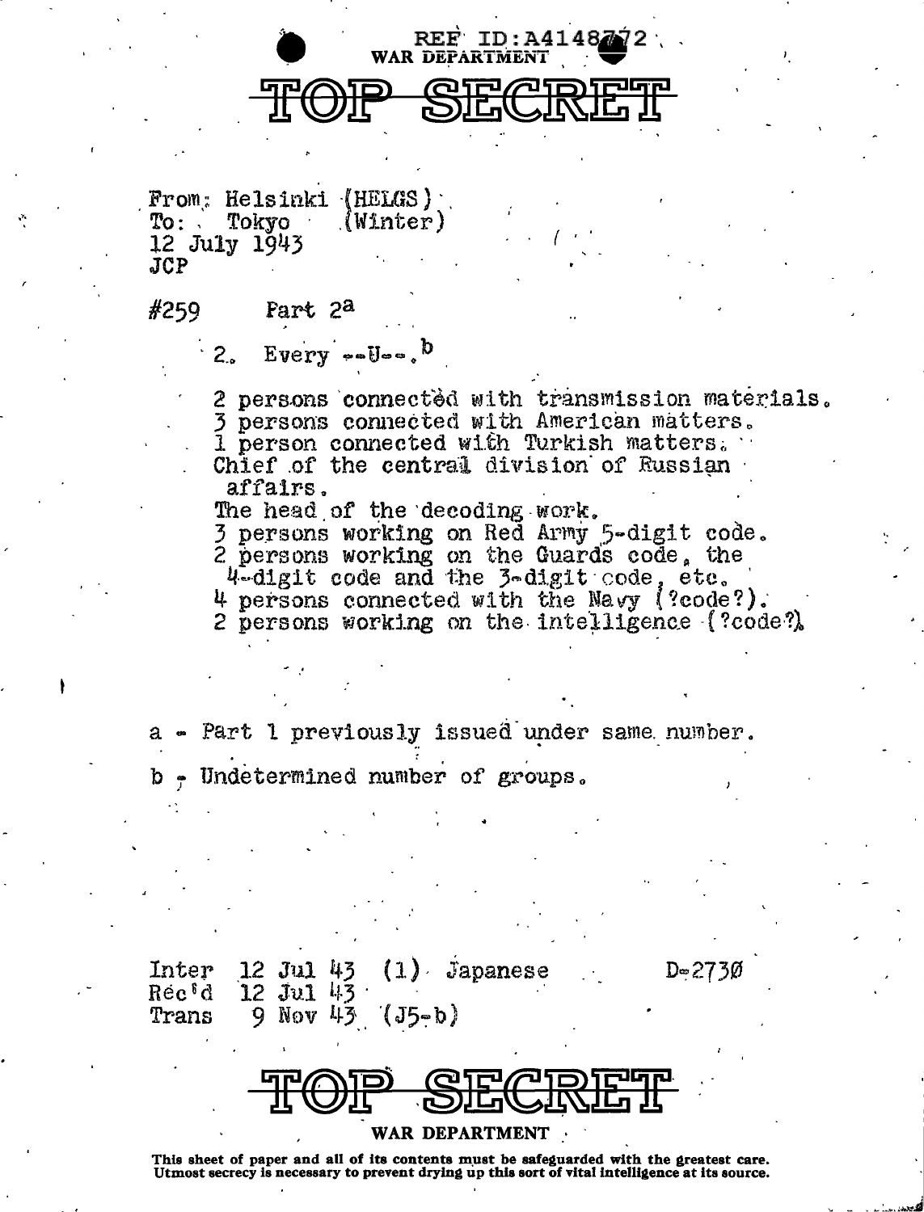REF ID:A4148772
WAR DEPARTMENT

# TOP SECRET

From: Helsinki (HELGS)
To: Tokyo (Winter)
12 July 1943
JCP

#259 Part 2[a]

2. Every --U--.[b]

2 persons connected with transmission materials.
3 persons connected with American matters.
1 person connected with Turkish matters.
Chief of the central division of Russian affairs.
The head of the decoding work.
3 persons working on Red Army 5-digit code.
2 persons working on the Guards code, the 4-digit code and the 3-digit code, etc.
4 persons connected with the Navy (?code?).
2 persons working on the intelligence (?code?).

a - Part 1 previously issued under same number.

b - Undetermined number of groups.

Inter 12 Jul 43 (1) Japanese D-2730
Rec'd 12 Jul 43
Trans 9 Nov 43 (J5-b)

# TOP SECRET

WAR DEPARTMENT

This sheet of paper and all of its contents must be safeguarded with the greatest care. Utmost secrecy is necessary to prevent drying up this sort of vital intelligence at its source.